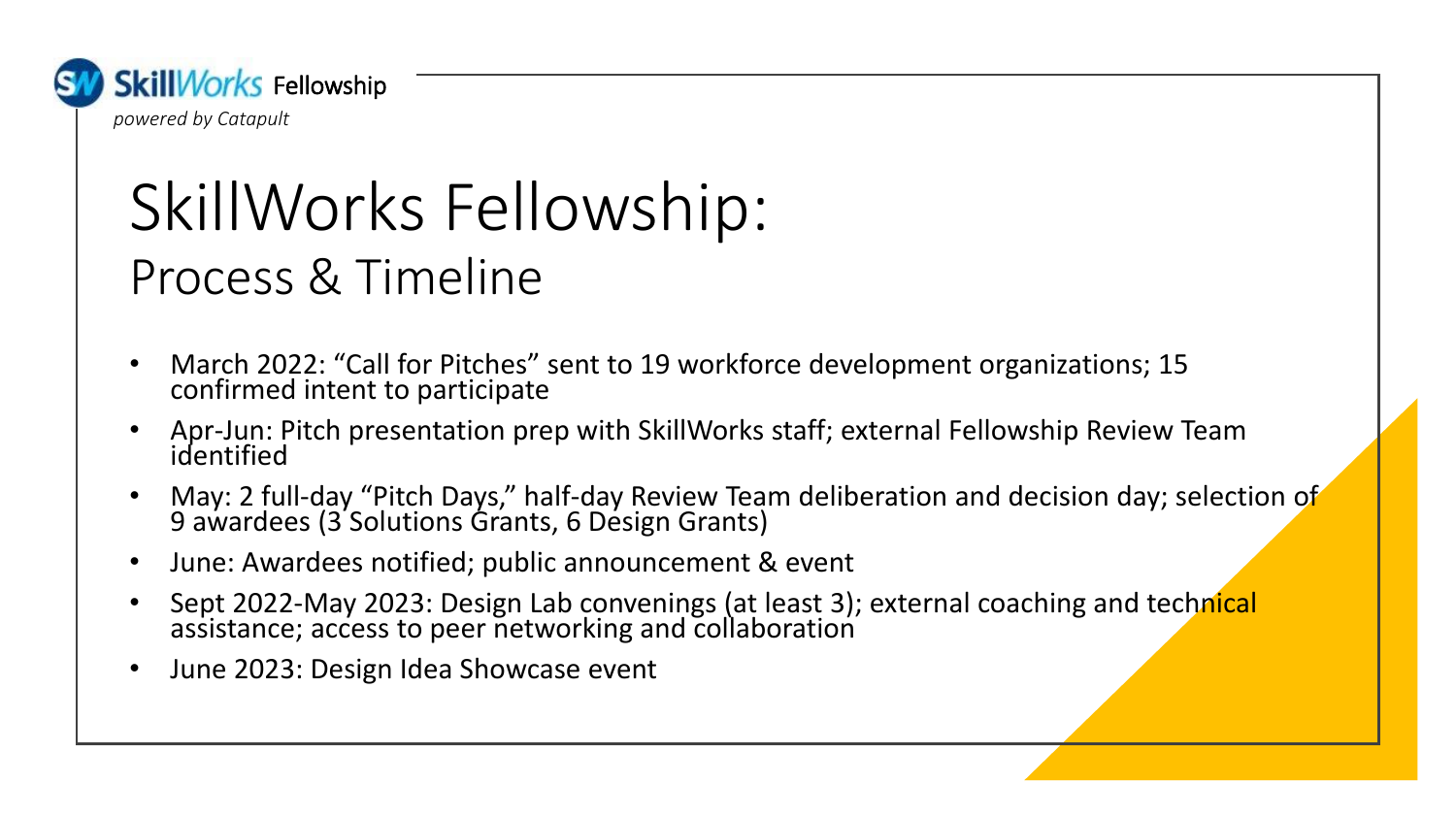**SkillWorks Fellowship**
*powered by Catapult*

# SkillWorks Fellowship:
## Process & Timeline

- March 2022: "Call for Pitches" sent to 19 workforce development organizations; 15 confirmed intent to participate
- Apr-Jun: Pitch presentation prep with SkillWorks staff; external Fellowship Review Team identified
- May: 2 full-day "Pitch Days," half-day Review Team deliberation and decision day; selection of 9 awardees (3 Solutions Grants, 6 Design Grants)
- June: Awardees notified; public announcement & event
- Sept 2022-May 2023: Design Lab convenings (at least 3); external coaching and technical assistance; access to peer networking and collaboration
- June 2023: Design Idea Showcase event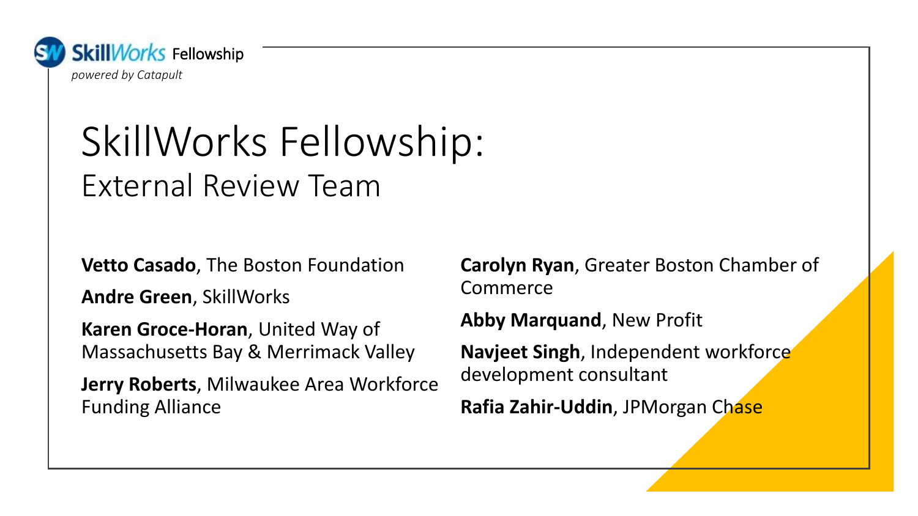SkillWorks Fellowship
*powered by Catapult*

# SkillWorks Fellowship:
## External Review Team

**Vetto Casado**, The Boston Foundation

**Andre Green**, SkillWorks

**Karen Groce-Horan**, United Way of Massachusetts Bay & Merrimack Valley

**Jerry Roberts**, Milwaukee Area Workforce Funding Alliance

**Carolyn Ryan**, Greater Boston Chamber of Commerce

**Abby Marquand**, New Profit

**Navjeet Singh**, Independent workforce development consultant

**Rafia Zahir-Uddin**, JPMorgan Chase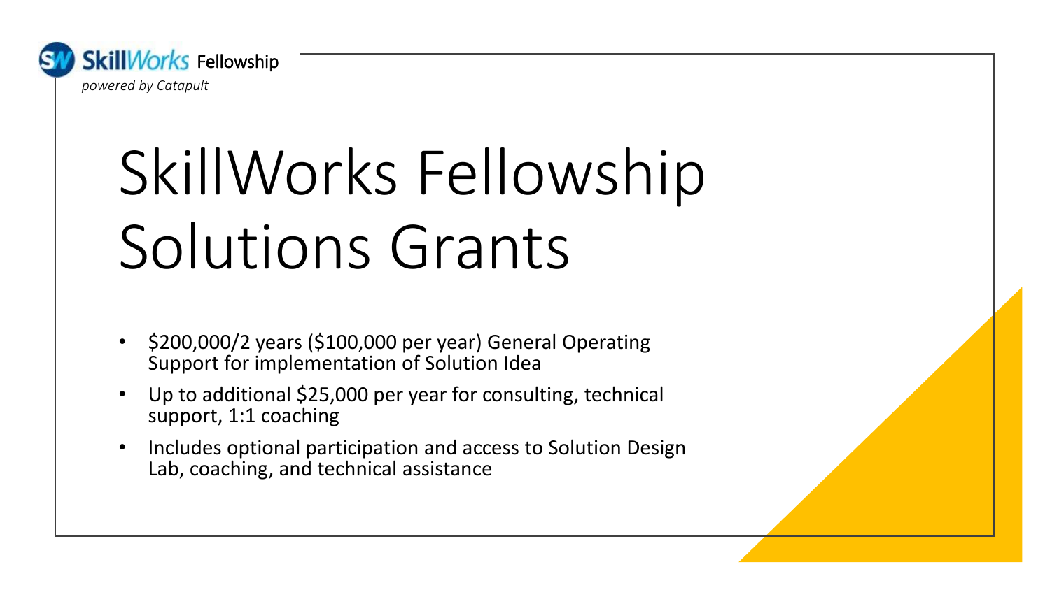SkillWorks Fellowship
*powered by Catapult*

# SkillWorks Fellowship Solutions Grants

- $200,000/2 years ($100,000 per year) General Operating Support for implementation of Solution Idea
- Up to additional $25,000 per year for consulting, technical support, 1:1 coaching
- Includes optional participation and access to Solution Design Lab, coaching, and technical assistance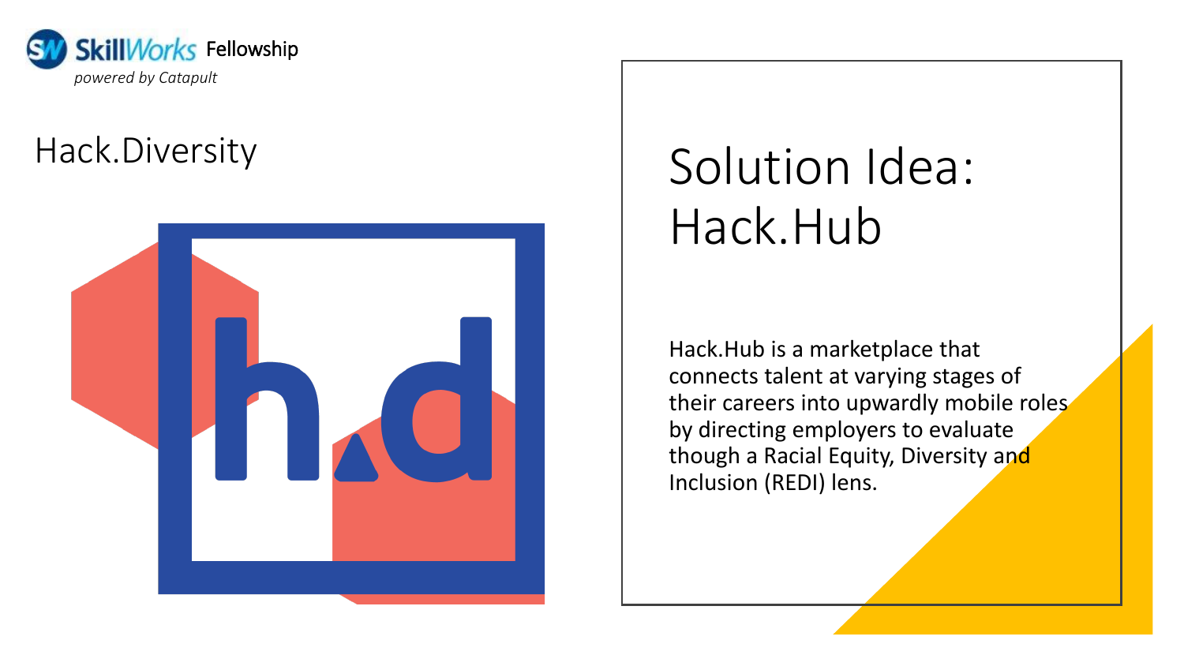SkillWorks Fellowship

*powered by Catapult*

Hack.Diversity

# Solution Idea: Hack.Hub

Hack.Hub is a marketplace that connects talent at varying stages of their careers into upwardly mobile roles by directing employers to evaluate though a Racial Equity, Diversity and Inclusion (REDI) lens.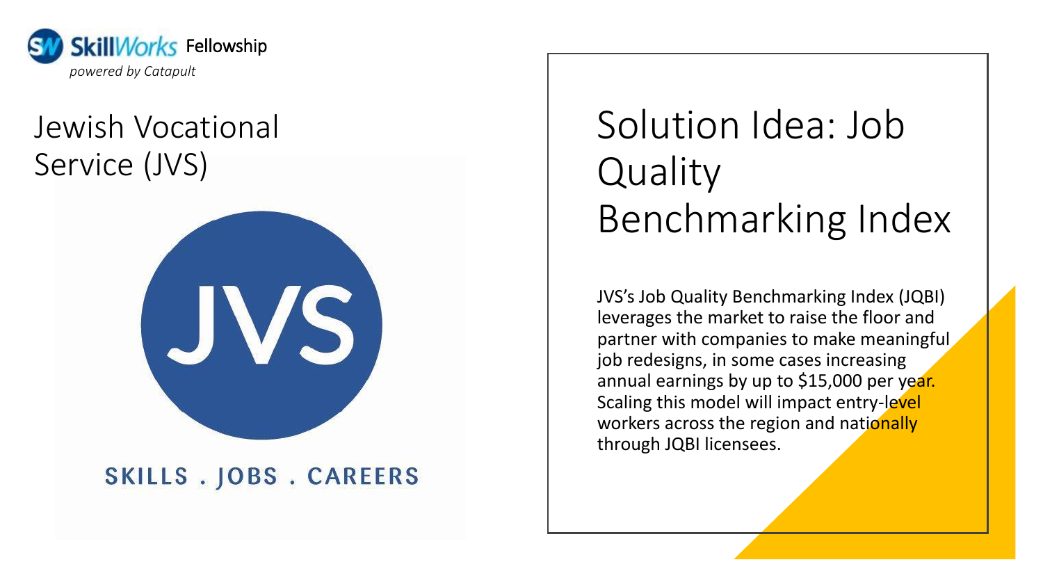SkillWorks Fellowship
*powered by Catapult*

## Jewish Vocational Service (JVS)

JVS

SKILLS . JOBS . CAREERS

# Solution Idea: Job Quality Benchmarking Index

JVS's Job Quality Benchmarking Index (JQBI) leverages the market to raise the floor and partner with companies to make meaningful job redesigns, in some cases increasing annual earnings by up to $15,000 per year. Scaling this model will impact entry-level workers across the region and nationally through JQBI licensees.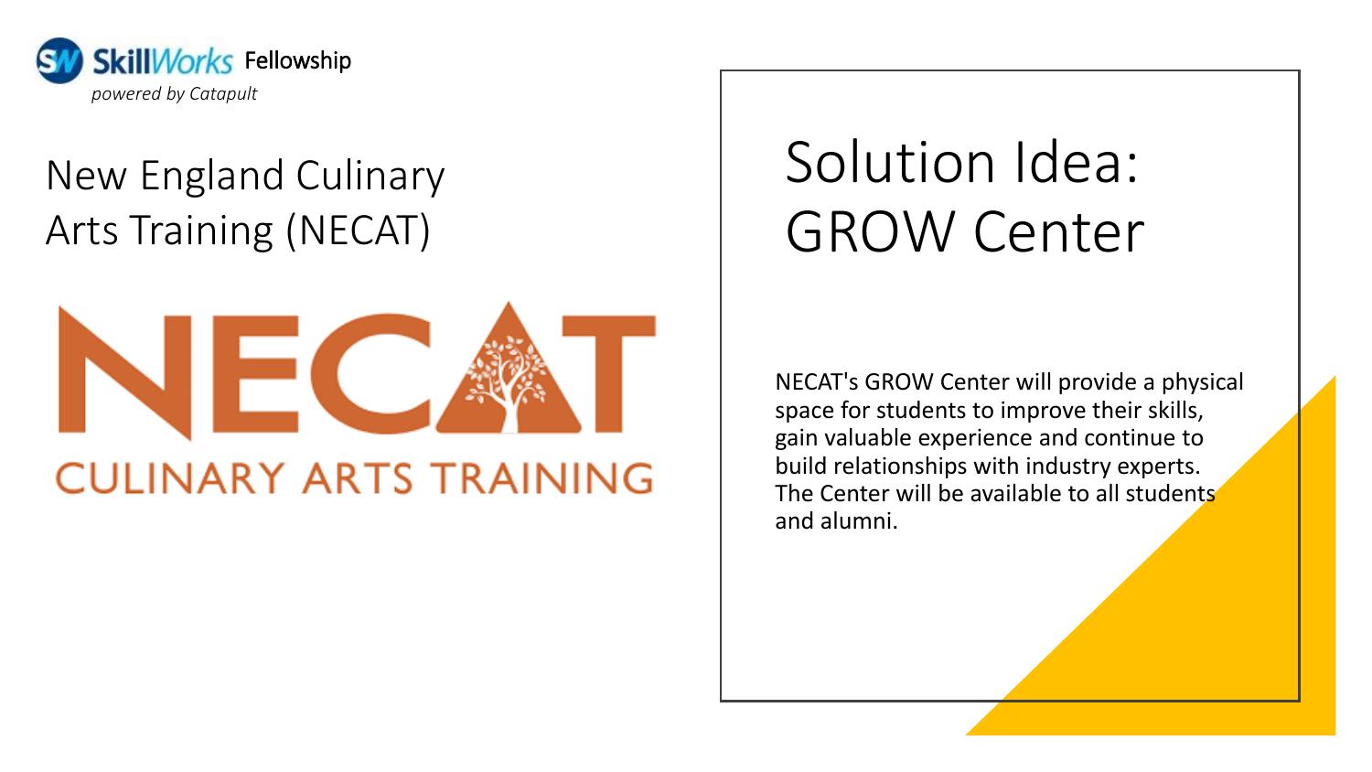SkillWorks Fellowship

*powered by Catapult*

## New England Culinary Arts Training (NECAT)

NECAT

CULINARY ARTS TRAINING

# Solution Idea: GROW Center

NECAT's GROW Center will provide a physical space for students to improve their skills, gain valuable experience and continue to build relationships with industry experts. The Center will be available to all students and alumni.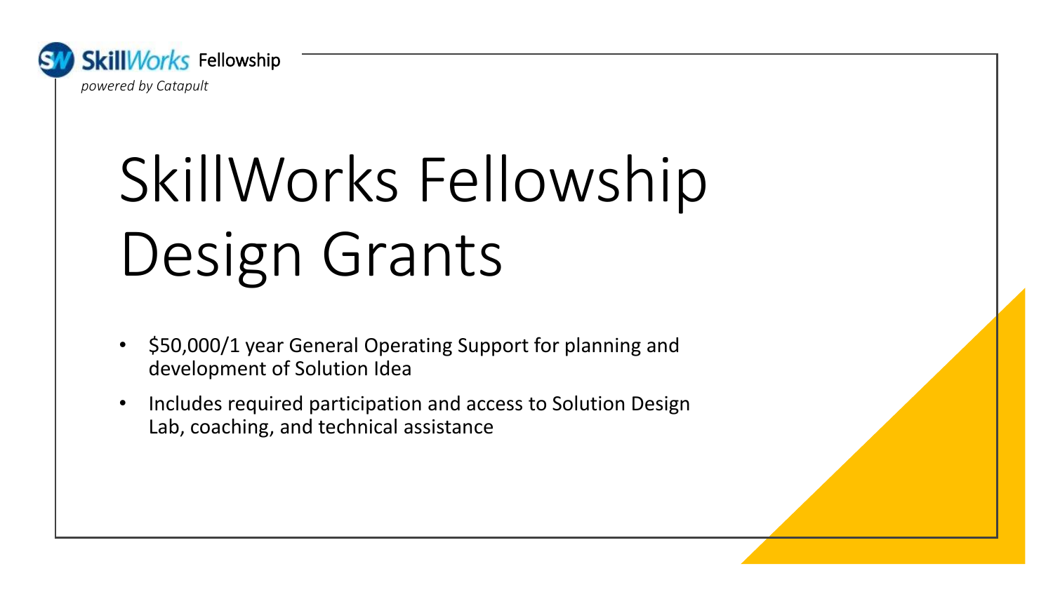SkillWorks Fellowship

*powered by Catapult*

# SkillWorks Fellowship Design Grants

- $50,000/1 year General Operating Support for planning and development of Solution Idea
- Includes required participation and access to Solution Design Lab, coaching, and technical assistance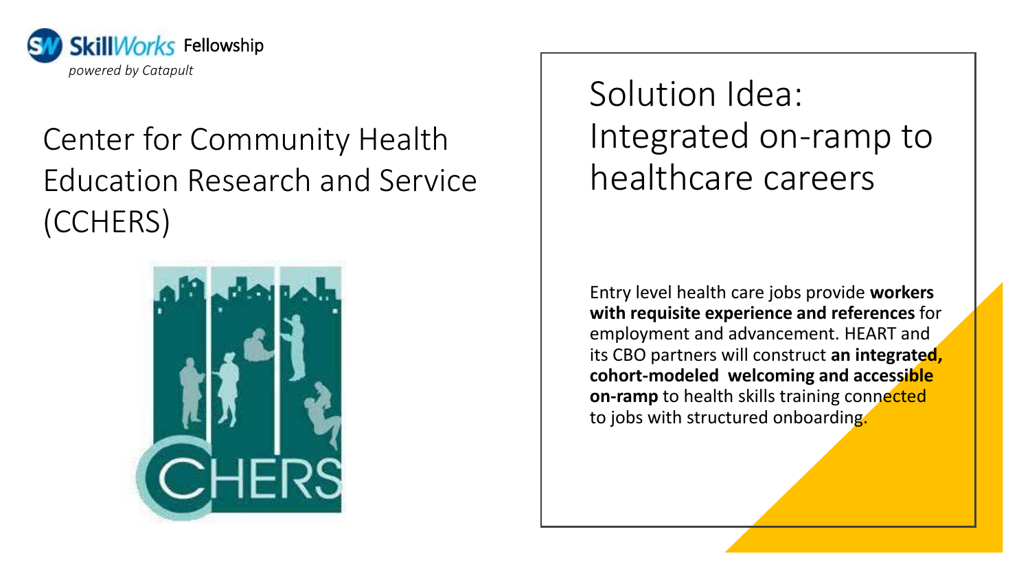**SkillWorks** Fellowship

*powered by Catapult*

# Center for Community Health Education Research and Service (CCHERS)

CHERS

## Solution Idea: Integrated on-ramp to healthcare careers

Entry level health care jobs provide **workers with requisite experience and references** for employment and advancement. HEART and its CBO partners will construct **an integrated, cohort-modeled welcoming and accessible on-ramp** to health skills training connected to jobs with structured onboarding.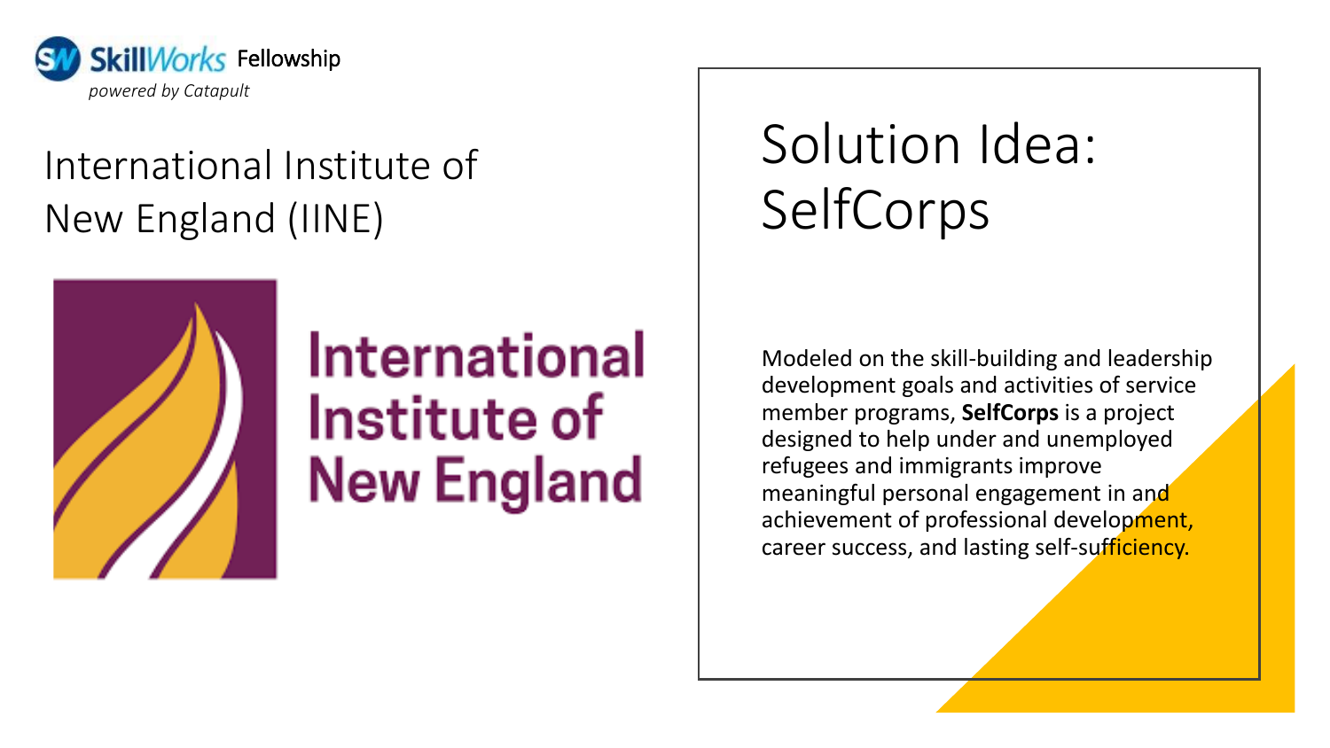SkillWorks Fellowship

*powered by Catapult*

## International Institute of New England (IINE)

International Institute of New England

# Solution Idea: SelfCorps

Modeled on the skill-building and leadership development goals and activities of service member programs, **SelfCorps** is a project designed to help under and unemployed refugees and immigrants improve meaningful personal engagement in and achievement of professional development, career success, and lasting self-sufficiency.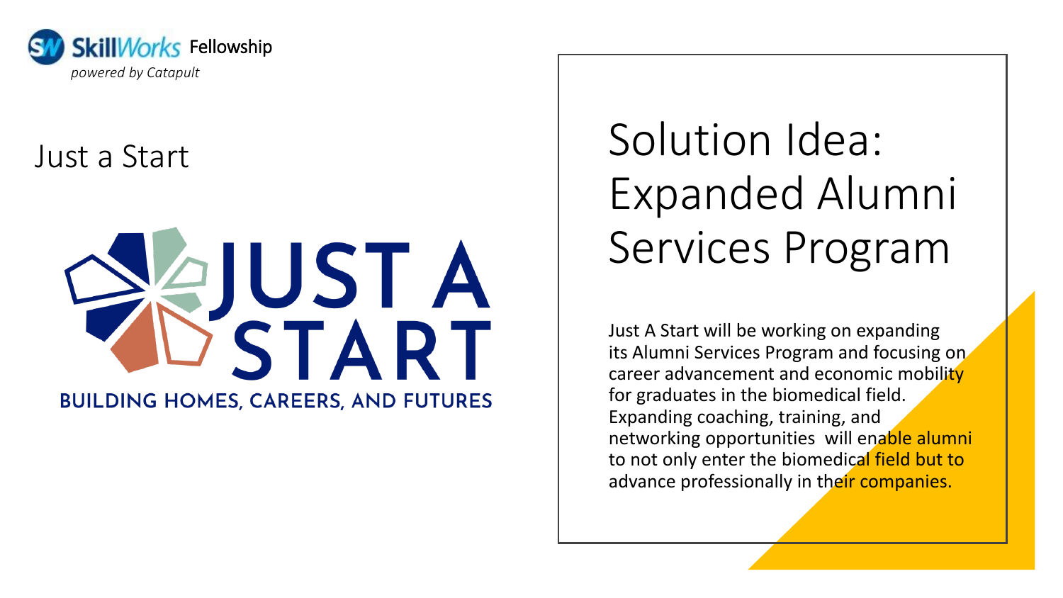SkillWorks Fellowship

*powered by Catapult*

## Just a Start

JUST A START

BUILDING HOMES, CAREERS, AND FUTURES

# Solution Idea: Expanded Alumni Services Program

Just A Start will be working on expanding its Alumni Services Program and focusing on career advancement and economic mobility for graduates in the biomedical field. Expanding coaching, training, and networking opportunities will enable alumni to not only enter the biomedical field but to advance professionally in their companies.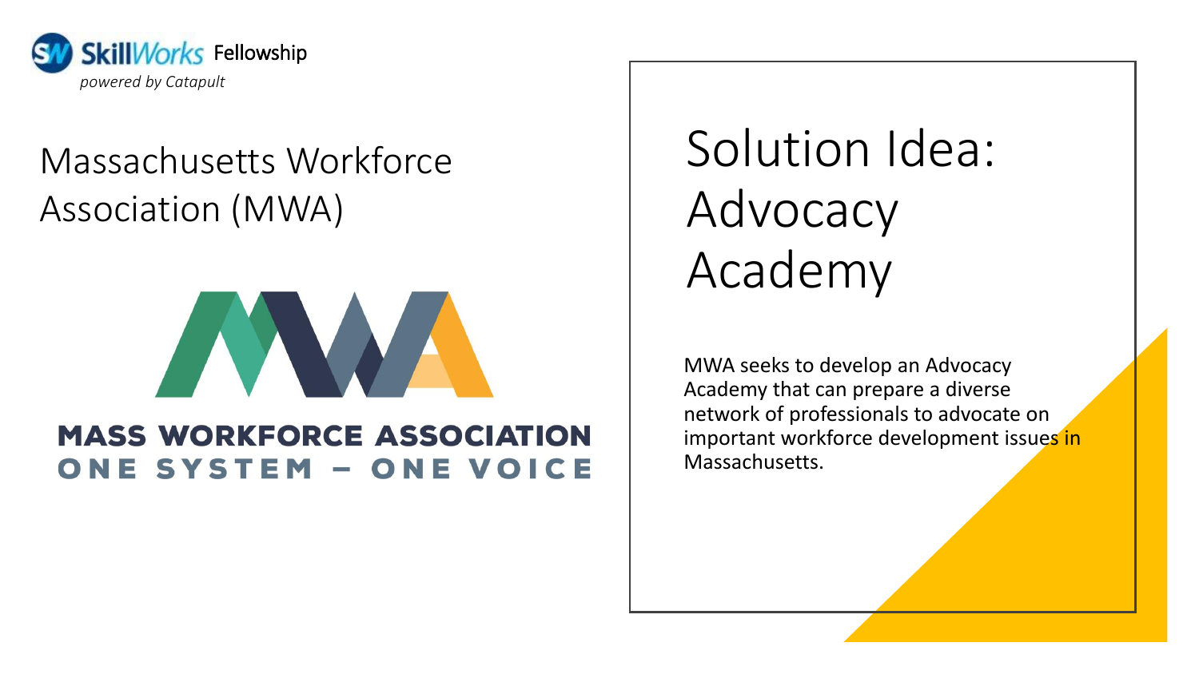SkillWorks Fellowship
*powered by Catapult*

# Massachusetts Workforce Association (MWA)

**MASS WORKFORCE ASSOCIATION**
**ONE SYSTEM – ONE VOICE**

# Solution Idea: Advocacy Academy

MWA seeks to develop an Advocacy Academy that can prepare a diverse network of professionals to advocate on important workforce development issues in Massachusetts.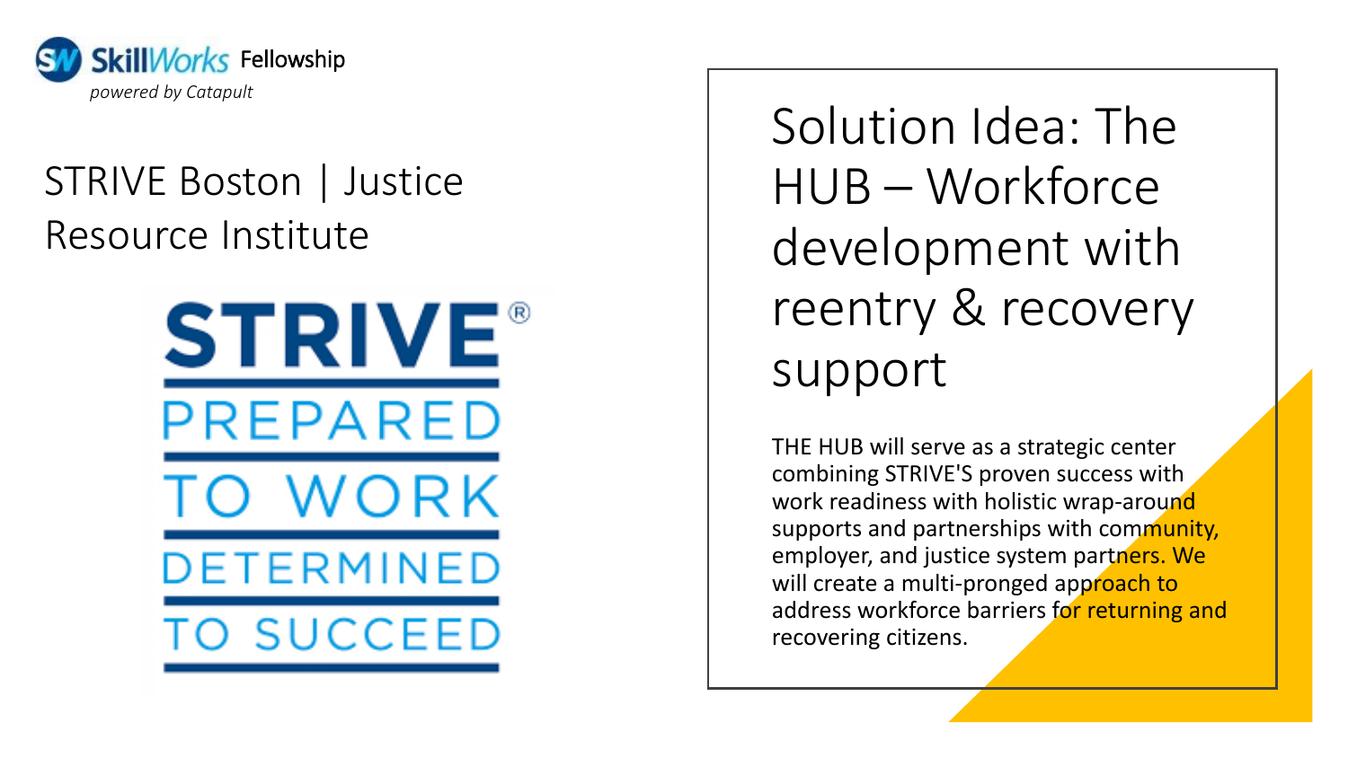SkillWorks Fellowship
*powered by Catapult*

## STRIVE Boston | Justice Resource Institute

STRIVE®
PREPARED
TO WORK
DETERMINED
TO SUCCEED

# Solution Idea: The HUB – Workforce development with reentry & recovery support

THE HUB will serve as a strategic center combining STRIVE'S proven success with work readiness with holistic wrap-around supports and partnerships with community, employer, and justice system partners. We will create a multi-pronged approach to address workforce barriers for returning and recovering citizens.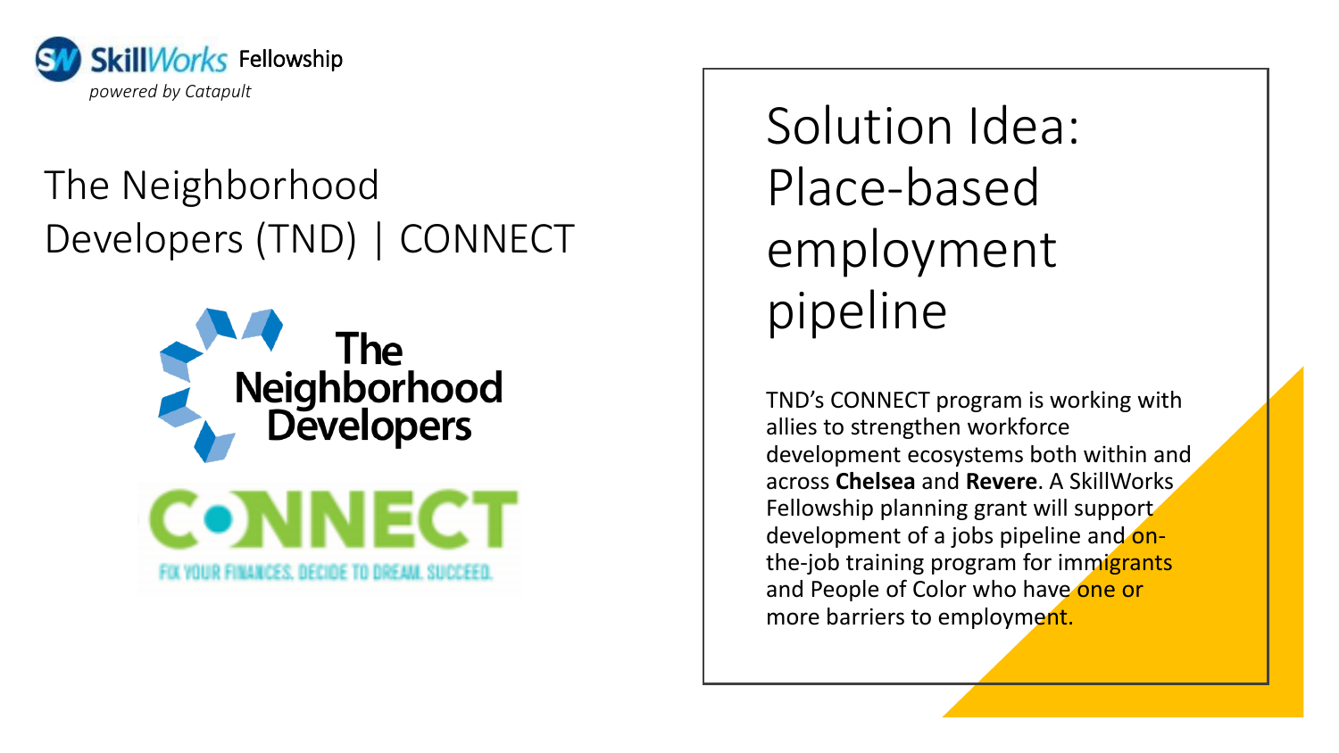SkillWorks Fellowship
*powered by Catapult*

## The Neighborhood Developers (TND) | CONNECT

The Neighborhood Developers

CONNECT

FIX YOUR FINANCES. DECIDE TO DREAM. SUCCEED.

# Solution Idea: Place-based employment pipeline

TND's CONNECT program is working with allies to strengthen workforce development ecosystems both within and across **Chelsea** and **Revere**. A SkillWorks Fellowship planning grant will support development of a jobs pipeline and on-the-job training program for immigrants and People of Color who have one or more barriers to employment.